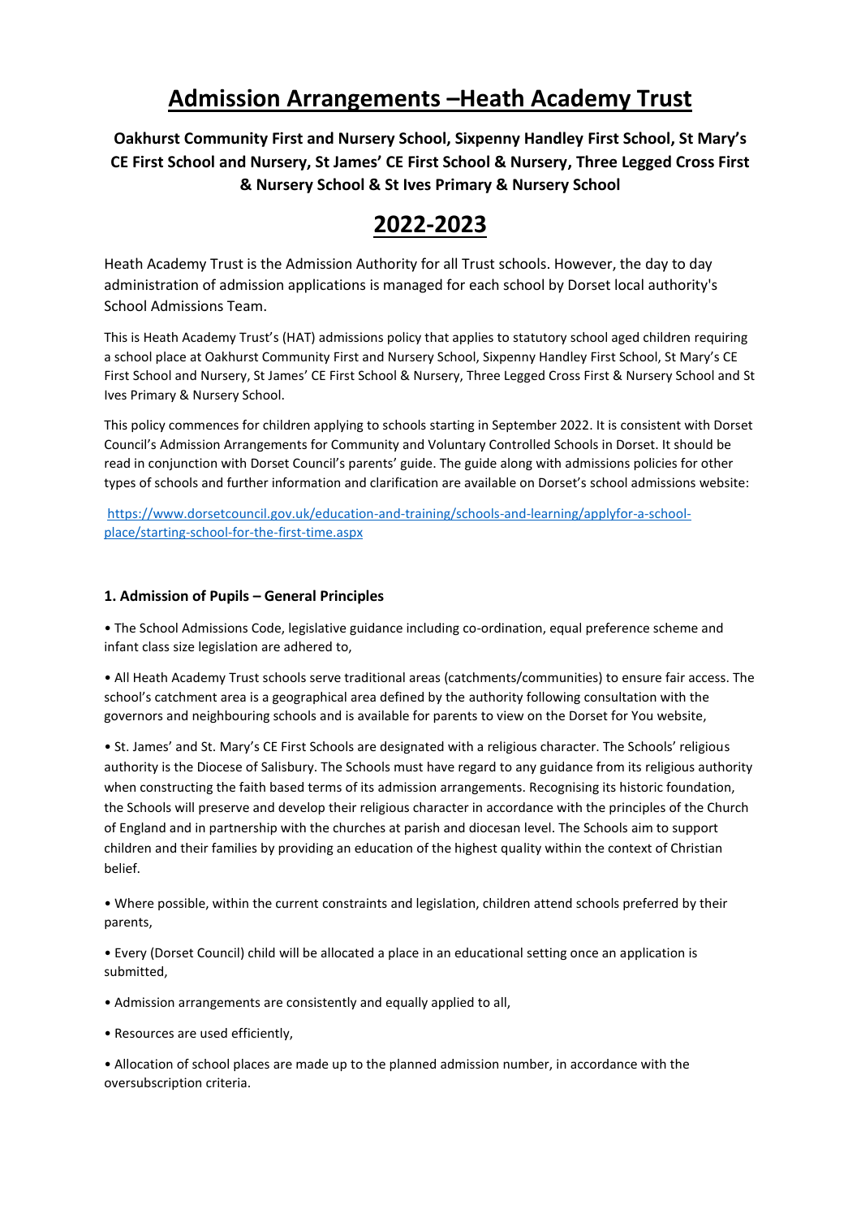# Admission Arrangements –Heath Academy Trust

**Oakhurst Community First and Nursery School, Sixpenny Handley First School, St Mary's CE First School and Nursery, St James' CE First School & Nursery, Three Legged Cross First & Nursery School & St Ives Primary & Nursery School**

# 2022-2023

Heath Academy Trust is the Admission Authority for all Trust schools. However, the day to day administration of admission applications is managed for each school by Dorset local authority's School Admissions Team.

This is Heath Academy Trust's (HAT) admissions policy that applies to statutory school aged children requiring a school place at Oakhurst Community First and Nursery School, Sixpenny Handley First School, St Mary's CE First School and Nursery, St James' CE First School & Nursery, Three Legged Cross First & Nursery School and St Ives Primary & Nursery School.

This policy commences for children applying to schools starting in September 2022. It is consistent with Dorset Council's Admission Arrangements for Community and Voluntary Controlled Schools in Dorset. It should be read in conjunction with Dorset Council's parents' guide. The guide along with admissions policies for other types of schools and further information and clarification are available on Dorset's school admissions website:

https://www.dorsetcouncil.gov.uk/education-and-training/schools-and-learning/applyfor-a-school-place/starting-school-for-the-first-time.aspx

### 1. Admission of Pupils – General Principles

• The School Admissions Code, legislative guidance including co-ordination, equal preference scheme and infant class size legislation are adhered to,

• All Heath Academy Trust schools serve traditional areas (catchments/communities) to ensure fair access. The school's catchment area is a geographical area defined by the authority following consultation with the governors and neighbouring schools and is available for parents to view on the Dorset for You website,

• St. James' and St. Mary's CE First Schools are designated with a religious character. The Schools' religious authority is the Diocese of Salisbury. The Schools must have regard to any guidance from its religious authority when constructing the faith based terms of its admission arrangements. Recognising its historic foundation, the Schools will preserve and develop their religious character in accordance with the principles of the Church of England and in partnership with the churches at parish and diocesan level. The Schools aim to support children and their families by providing an education of the highest quality within the context of Christian belief.

• Where possible, within the current constraints and legislation, children attend schools preferred by their parents,

• Every (Dorset Council) child will be allocated a place in an educational setting once an application is submitted,

• Admission arrangements are consistently and equally applied to all,

• Resources are used efficiently,

• Allocation of school places are made up to the planned admission number, in accordance with the oversubscription criteria.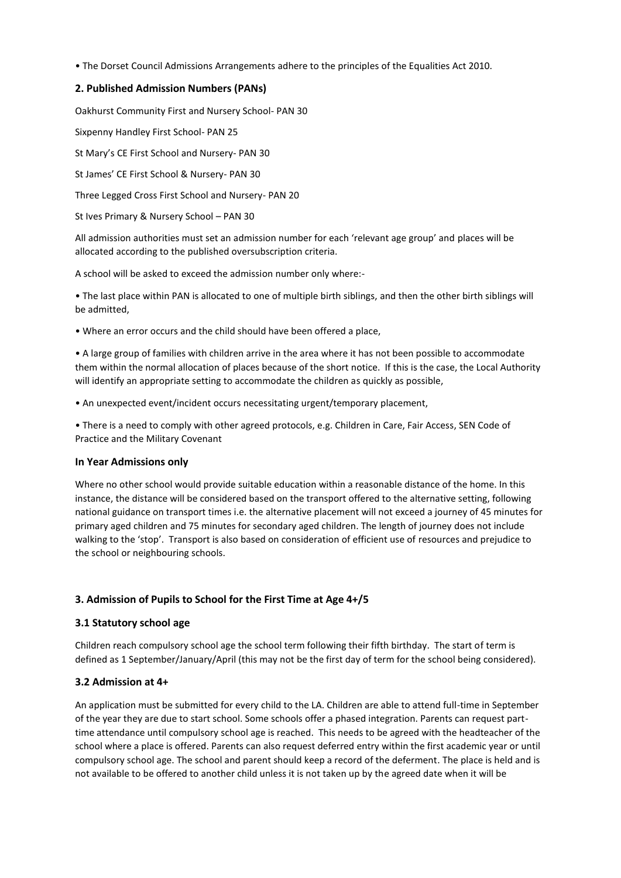- The Dorset Council Admissions Arrangements adhere to the principles of the Equalities Act 2010.

## 2. Published Admission Numbers (PANs)

Oakhurst Community First and Nursery School- PAN 30

Sixpenny Handley First School- PAN 25

St Mary's CE First School and Nursery- PAN 30

St James' CE First School & Nursery- PAN 30

Three Legged Cross First School and Nursery- PAN 20

St Ives Primary & Nursery School – PAN 30

All admission authorities must set an admission number for each 'relevant age group' and places will be allocated according to the published oversubscription criteria.

A school will be asked to exceed the admission number only where:-

- The last place within PAN is allocated to one of multiple birth siblings, and then the other birth siblings will be admitted,
- Where an error occurs and the child should have been offered a place,
- A large group of families with children arrive in the area where it has not been possible to accommodate them within the normal allocation of places because of the short notice. If this is the case, the Local Authority will identify an appropriate setting to accommodate the children as quickly as possible,
- An unexpected event/incident occurs necessitating urgent/temporary placement,
- There is a need to comply with other agreed protocols, e.g. Children in Care, Fair Access, SEN Code of Practice and the Military Covenant

### In Year Admissions only

Where no other school would provide suitable education within a reasonable distance of the home. In this instance, the distance will be considered based on the transport offered to the alternative setting, following national guidance on transport times i.e. the alternative placement will not exceed a journey of 45 minutes for primary aged children and 75 minutes for secondary aged children. The length of journey does not include walking to the 'stop'. Transport is also based on consideration of efficient use of resources and prejudice to the school or neighbouring schools.

## 3. Admission of Pupils to School for the First Time at Age 4+/5

### 3.1 Statutory school age

Children reach compulsory school age the school term following their fifth birthday. The start of term is defined as 1 September/January/April (this may not be the first day of term for the school being considered).

### 3.2 Admission at 4+

An application must be submitted for every child to the LA. Children are able to attend full-time in September of the year they are due to start school. Some schools offer a phased integration. Parents can request part-time attendance until compulsory school age is reached. This needs to be agreed with the headteacher of the school where a place is offered. Parents can also request deferred entry within the first academic year or until compulsory school age. The school and parent should keep a record of the deferment. The place is held and is not available to be offered to another child unless it is not taken up by the agreed date when it will be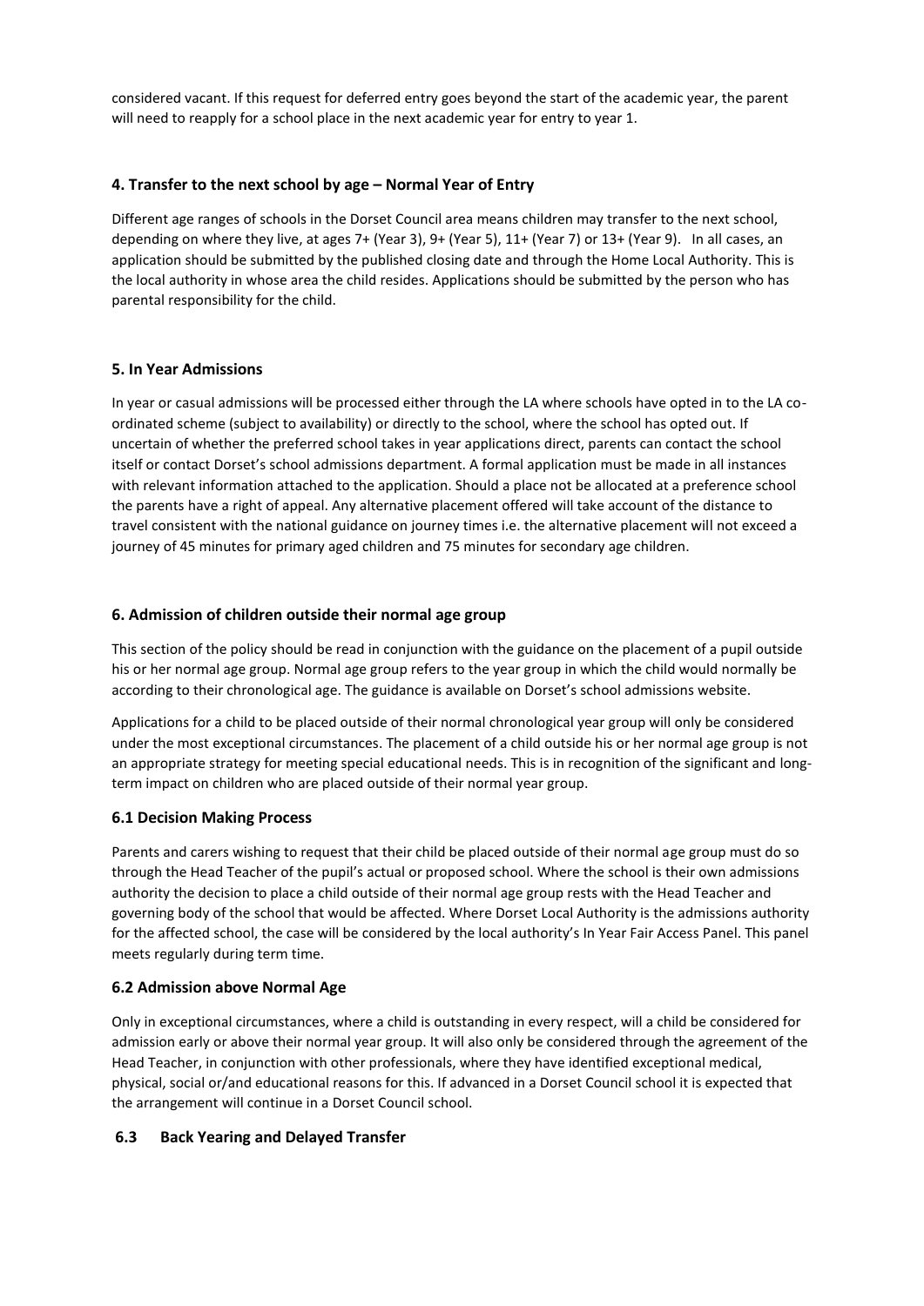considered vacant. If this request for deferred entry goes beyond the start of the academic year, the parent will need to reapply for a school place in the next academic year for entry to year 1.

## 4. Transfer to the next school by age – Normal Year of Entry

Different age ranges of schools in the Dorset Council area means children may transfer to the next school, depending on where they live, at ages 7+ (Year 3), 9+ (Year 5), 11+ (Year 7) or 13+ (Year 9). In all cases, an application should be submitted by the published closing date and through the Home Local Authority. This is the local authority in whose area the child resides. Applications should be submitted by the person who has parental responsibility for the child.

## 5. In Year Admissions

In year or casual admissions will be processed either through the LA where schools have opted in to the LA co-ordinated scheme (subject to availability) or directly to the school, where the school has opted out. If uncertain of whether the preferred school takes in year applications direct, parents can contact the school itself or contact Dorset's school admissions department. A formal application must be made in all instances with relevant information attached to the application. Should a place not be allocated at a preference school the parents have a right of appeal. Any alternative placement offered will take account of the distance to travel consistent with the national guidance on journey times i.e. the alternative placement will not exceed a journey of 45 minutes for primary aged children and 75 minutes for secondary age children.

## 6. Admission of children outside their normal age group

This section of the policy should be read in conjunction with the guidance on the placement of a pupil outside his or her normal age group. Normal age group refers to the year group in which the child would normally be according to their chronological age. The guidance is available on Dorset's school admissions website.

Applications for a child to be placed outside of their normal chronological year group will only be considered under the most exceptional circumstances. The placement of a child outside his or her normal age group is not an appropriate strategy for meeting special educational needs. This is in recognition of the significant and long-term impact on children who are placed outside of their normal year group.

### 6.1 Decision Making Process

Parents and carers wishing to request that their child be placed outside of their normal age group must do so through the Head Teacher of the pupil's actual or proposed school. Where the school is their own admissions authority the decision to place a child outside of their normal age group rests with the Head Teacher and governing body of the school that would be affected. Where Dorset Local Authority is the admissions authority for the affected school, the case will be considered by the local authority's In Year Fair Access Panel. This panel meets regularly during term time.

### 6.2 Admission above Normal Age

Only in exceptional circumstances, where a child is outstanding in every respect, will a child be considered for admission early or above their normal year group. It will also only be considered through the agreement of the Head Teacher, in conjunction with other professionals, where they have identified exceptional medical, physical, social or/and educational reasons for this. If advanced in a Dorset Council school it is expected that the arrangement will continue in a Dorset Council school.

### 6.3 Back Yearing and Delayed Transfer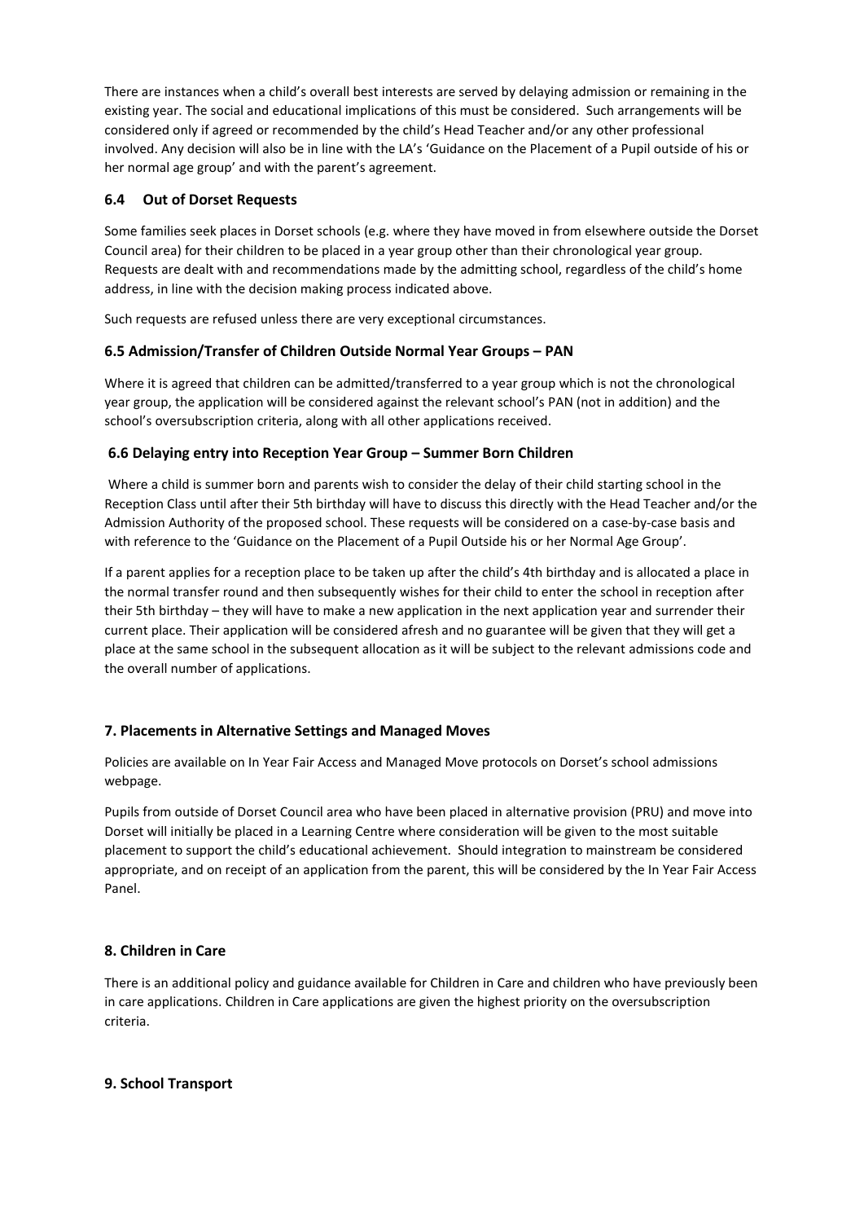There are instances when a child's overall best interests are served by delaying admission or remaining in the existing year. The social and educational implications of this must be considered. Such arrangements will be considered only if agreed or recommended by the child's Head Teacher and/or any other professional involved. Any decision will also be in line with the LA's 'Guidance on the Placement of a Pupil outside of his or her normal age group' and with the parent's agreement.

### 6.4 Out of Dorset Requests

Some families seek places in Dorset schools (e.g. where they have moved in from elsewhere outside the Dorset Council area) for their children to be placed in a year group other than their chronological year group. Requests are dealt with and recommendations made by the admitting school, regardless of the child's home address, in line with the decision making process indicated above.

Such requests are refused unless there are very exceptional circumstances.

### 6.5 Admission/Transfer of Children Outside Normal Year Groups – PAN

Where it is agreed that children can be admitted/transferred to a year group which is not the chronological year group, the application will be considered against the relevant school's PAN (not in addition) and the school's oversubscription criteria, along with all other applications received.

### 6.6 Delaying entry into Reception Year Group – Summer Born Children

Where a child is summer born and parents wish to consider the delay of their child starting school in the Reception Class until after their 5th birthday will have to discuss this directly with the Head Teacher and/or the Admission Authority of the proposed school. These requests will be considered on a case-by-case basis and with reference to the 'Guidance on the Placement of a Pupil Outside his or her Normal Age Group'.

If a parent applies for a reception place to be taken up after the child's 4th birthday and is allocated a place in the normal transfer round and then subsequently wishes for their child to enter the school in reception after their 5th birthday – they will have to make a new application in the next application year and surrender their current place. Their application will be considered afresh and no guarantee will be given that they will get a place at the same school in the subsequent allocation as it will be subject to the relevant admissions code and the overall number of applications.

## 7. Placements in Alternative Settings and Managed Moves

Policies are available on In Year Fair Access and Managed Move protocols on Dorset's school admissions webpage.

Pupils from outside of Dorset Council area who have been placed in alternative provision (PRU) and move into Dorset will initially be placed in a Learning Centre where consideration will be given to the most suitable placement to support the child's educational achievement. Should integration to mainstream be considered appropriate, and on receipt of an application from the parent, this will be considered by the In Year Fair Access Panel.

## 8. Children in Care

There is an additional policy and guidance available for Children in Care and children who have previously been in care applications. Children in Care applications are given the highest priority on the oversubscription criteria.

## 9. School Transport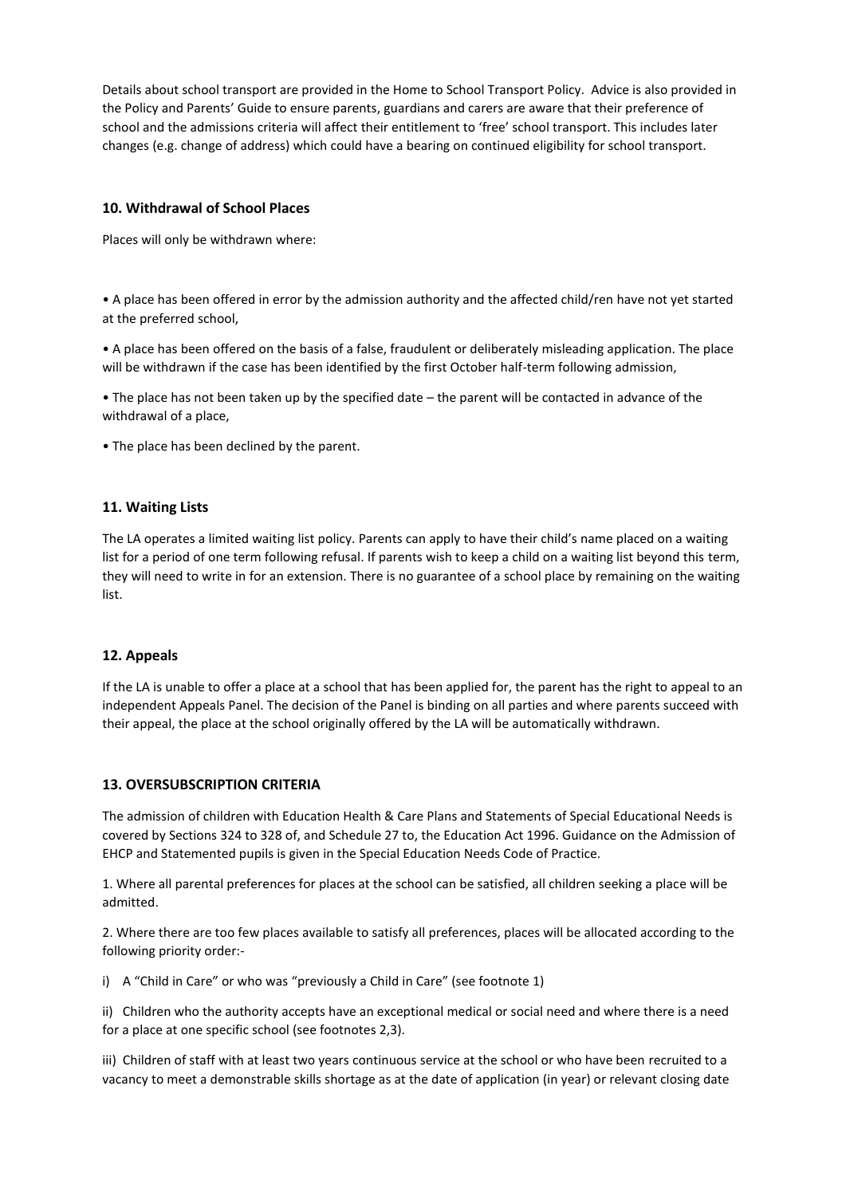Details about school transport are provided in the Home to School Transport Policy. Advice is also provided in the Policy and Parents' Guide to ensure parents, guardians and carers are aware that their preference of school and the admissions criteria will affect their entitlement to 'free' school transport. This includes later changes (e.g. change of address) which could have a bearing on continued eligibility for school transport.

## 10. Withdrawal of School Places

Places will only be withdrawn where:

- A place has been offered in error by the admission authority and the affected child/ren have not yet started at the preferred school,
- A place has been offered on the basis of a false, fraudulent or deliberately misleading application. The place will be withdrawn if the case has been identified by the first October half-term following admission,
- The place has not been taken up by the specified date – the parent will be contacted in advance of the withdrawal of a place,
- The place has been declined by the parent.

## 11. Waiting Lists

The LA operates a limited waiting list policy. Parents can apply to have their child's name placed on a waiting list for a period of one term following refusal. If parents wish to keep a child on a waiting list beyond this term, they will need to write in for an extension. There is no guarantee of a school place by remaining on the waiting list.

## 12. Appeals

If the LA is unable to offer a place at a school that has been applied for, the parent has the right to appeal to an independent Appeals Panel. The decision of the Panel is binding on all parties and where parents succeed with their appeal, the place at the school originally offered by the LA will be automatically withdrawn.

## 13. OVERSUBSCRIPTION CRITERIA

The admission of children with Education Health & Care Plans and Statements of Special Educational Needs is covered by Sections 324 to 328 of, and Schedule 27 to, the Education Act 1996. Guidance on the Admission of EHCP and Statemented pupils is given in the Special Education Needs Code of Practice.

1. Where all parental preferences for places at the school can be satisfied, all children seeking a place will be admitted.

2. Where there are too few places available to satisfy all preferences, places will be allocated according to the following priority order:-

i) A "Child in Care" or who was "previously a Child in Care" (see footnote 1)

ii) Children who the authority accepts have an exceptional medical or social need and where there is a need for a place at one specific school (see footnotes 2,3).

iii) Children of staff with at least two years continuous service at the school or who have been recruited to a vacancy to meet a demonstrable skills shortage as at the date of application (in year) or relevant closing date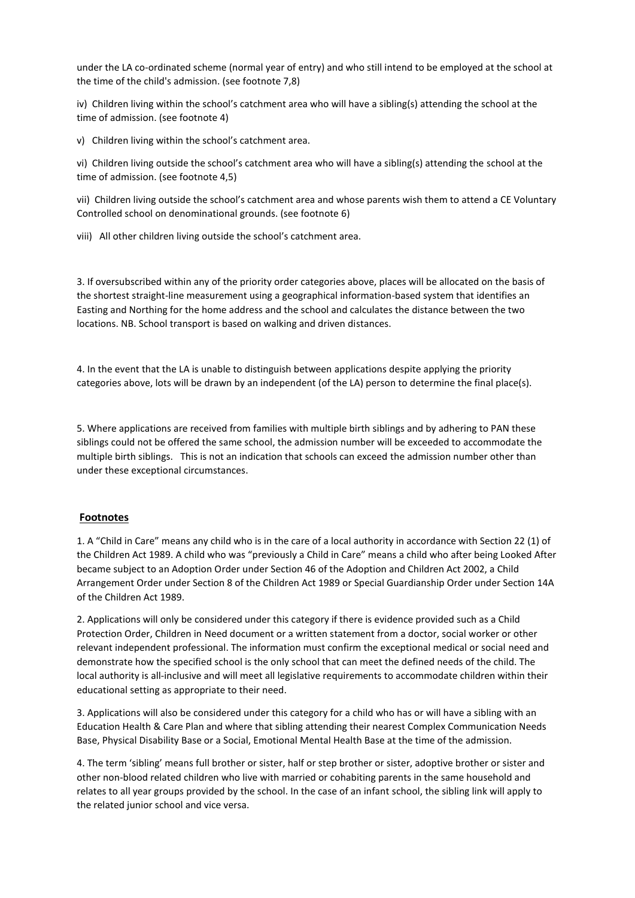under the LA co-ordinated scheme (normal year of entry) and who still intend to be employed at the school at the time of the child's admission. (see footnote 7,8)

iv) Children living within the school's catchment area who will have a sibling(s) attending the school at the time of admission. (see footnote 4)

v) Children living within the school's catchment area.

vi) Children living outside the school's catchment area who will have a sibling(s) attending the school at the time of admission. (see footnote 4,5)

vii) Children living outside the school's catchment area and whose parents wish them to attend a CE Voluntary Controlled school on denominational grounds. (see footnote 6)

viii) All other children living outside the school's catchment area.

3. If oversubscribed within any of the priority order categories above, places will be allocated on the basis of the shortest straight-line measurement using a geographical information-based system that identifies an Easting and Northing for the home address and the school and calculates the distance between the two locations. NB. School transport is based on walking and driven distances.

4. In the event that the LA is unable to distinguish between applications despite applying the priority categories above, lots will be drawn by an independent (of the LA) person to determine the final place(s).

5. Where applications are received from families with multiple birth siblings and by adhering to PAN these siblings could not be offered the same school, the admission number will be exceeded to accommodate the multiple birth siblings. This is not an indication that schools can exceed the admission number other than under these exceptional circumstances.

## Footnotes

1. A "Child in Care" means any child who is in the care of a local authority in accordance with Section 22 (1) of the Children Act 1989. A child who was "previously a Child in Care" means a child who after being Looked After became subject to an Adoption Order under Section 46 of the Adoption and Children Act 2002, a Child Arrangement Order under Section 8 of the Children Act 1989 or Special Guardianship Order under Section 14A of the Children Act 1989.

2. Applications will only be considered under this category if there is evidence provided such as a Child Protection Order, Children in Need document or a written statement from a doctor, social worker or other relevant independent professional. The information must confirm the exceptional medical or social need and demonstrate how the specified school is the only school that can meet the defined needs of the child. The local authority is all-inclusive and will meet all legislative requirements to accommodate children within their educational setting as appropriate to their need.

3. Applications will also be considered under this category for a child who has or will have a sibling with an Education Health & Care Plan and where that sibling attending their nearest Complex Communication Needs Base, Physical Disability Base or a Social, Emotional Mental Health Base at the time of the admission.

4. The term 'sibling' means full brother or sister, half or step brother or sister, adoptive brother or sister and other non-blood related children who live with married or cohabiting parents in the same household and relates to all year groups provided by the school. In the case of an infant school, the sibling link will apply to the related junior school and vice versa.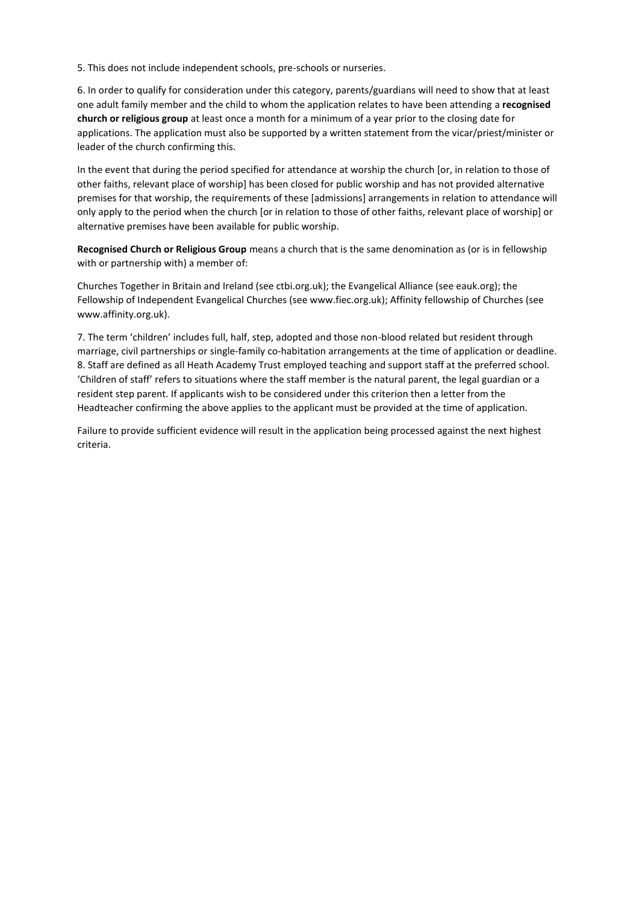5. This does not include independent schools, pre-schools or nurseries.

6. In order to qualify for consideration under this category, parents/guardians will need to show that at least one adult family member and the child to whom the application relates to have been attending a **recognised church or religious group** at least once a month for a minimum of a year prior to the closing date for applications. The application must also be supported by a written statement from the vicar/priest/minister or leader of the church confirming this.

In the event that during the period specified for attendance at worship the church [or, in relation to those of other faiths, relevant place of worship] has been closed for public worship and has not provided alternative premises for that worship, the requirements of these [admissions] arrangements in relation to attendance will only apply to the period when the church [or in relation to those of other faiths, relevant place of worship] or alternative premises have been available for public worship.

**Recognised Church or Religious Group** means a church that is the same denomination as (or is in fellowship with or partnership with) a member of:

Churches Together in Britain and Ireland (see ctbi.org.uk); the Evangelical Alliance (see eauk.org); the Fellowship of Independent Evangelical Churches (see www.fiec.org.uk); Affinity fellowship of Churches (see www.affinity.org.uk).

7. The term 'children' includes full, half, step, adopted and those non-blood related but resident through marriage, civil partnerships or single-family co-habitation arrangements at the time of application or deadline.
8. Staff are defined as all Heath Academy Trust employed teaching and support staff at the preferred school. 'Children of staff' refers to situations where the staff member is the natural parent, the legal guardian or a resident step parent. If applicants wish to be considered under this criterion then a letter from the Headteacher confirming the above applies to the applicant must be provided at the time of application.

Failure to provide sufficient evidence will result in the application being processed against the next highest criteria.